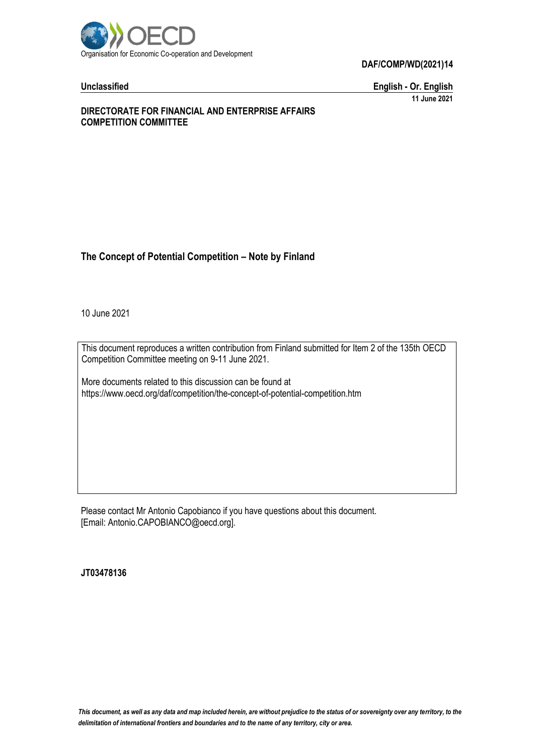Organisation for Economic Co-operation and Development

**DAF/COMP/WD(2021)14**

**Unclassified** **English - Or. English**

**11 June 2021**

**DIRECTORATE FOR FINANCIAL AND ENTERPRISE AFFAIRS**
**COMPETITION COMMITTEE**

# The Concept of Potential Competition – Note by Finland

10 June 2021

This document reproduces a written contribution from Finland submitted for Item 2 of the 135th OECD Competition Committee meeting on 9-11 June 2021.

More documents related to this discussion can be found at
https://www.oecd.org/daf/competition/the-concept-of-potential-competition.htm

Please contact Mr Antonio Capobianco if you have questions about this document.
[Email: Antonio.CAPOBIANCO@oecd.org].

**JT03478136**

*This document, as well as any data and map included herein, are without prejudice to the status of or sovereignty over any territory, to the delimitation of international frontiers and boundaries and to the name of any territory, city or area.*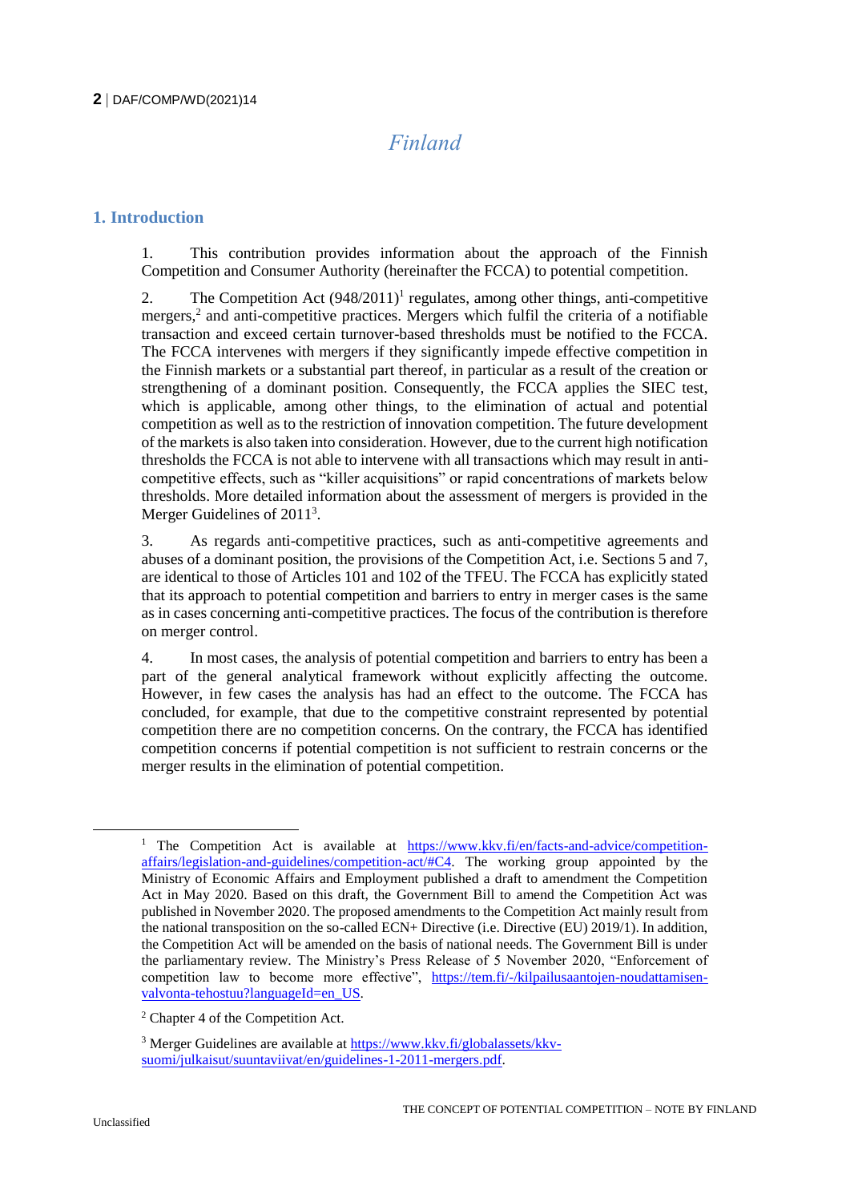# Finland

## 1. Introduction

1. This contribution provides information about the approach of the Finnish Competition and Consumer Authority (hereinafter the FCCA) to potential competition.

2. The Competition Act (948/2011)[1] regulates, among other things, anti-competitive mergers,[2] and anti-competitive practices. Mergers which fulfil the criteria of a notifiable transaction and exceed certain turnover-based thresholds must be notified to the FCCA. The FCCA intervenes with mergers if they significantly impede effective competition in the Finnish markets or a substantial part thereof, in particular as a result of the creation or strengthening of a dominant position. Consequently, the FCCA applies the SIEC test, which is applicable, among other things, to the elimination of actual and potential competition as well as to the restriction of innovation competition. The future development of the markets is also taken into consideration. However, due to the current high notification thresholds the FCCA is not able to intervene with all transactions which may result in anti-competitive effects, such as "killer acquisitions" or rapid concentrations of markets below thresholds. More detailed information about the assessment of mergers is provided in the Merger Guidelines of 2011[3].

3. As regards anti-competitive practices, such as anti-competitive agreements and abuses of a dominant position, the provisions of the Competition Act, i.e. Sections 5 and 7, are identical to those of Articles 101 and 102 of the TFEU. The FCCA has explicitly stated that its approach to potential competition and barriers to entry in merger cases is the same as in cases concerning anti-competitive practices. The focus of the contribution is therefore on merger control.

4. In most cases, the analysis of potential competition and barriers to entry has been a part of the general analytical framework without explicitly affecting the outcome. However, in few cases the analysis has had an effect to the outcome. The FCCA has concluded, for example, that due to the competitive constraint represented by potential competition there are no competition concerns. On the contrary, the FCCA has identified competition concerns if potential competition is not sufficient to restrain concerns or the merger results in the elimination of potential competition.

---

[1] The Competition Act is available at https://www.kkv.fi/en/facts-and-advice/competition-affairs/legislation-and-guidelines/competition-act/#C4. The working group appointed by the Ministry of Economic Affairs and Employment published a draft to amendment the Competition Act in May 2020. Based on this draft, the Government Bill to amend the Competition Act was published in November 2020. The proposed amendments to the Competition Act mainly result from the national transposition on the so-called ECN+ Directive (i.e. Directive (EU) 2019/1). In addition, the Competition Act will be amended on the basis of national needs. The Government Bill is under the parliamentary review. The Ministry's Press Release of 5 November 2020, "Enforcement of competition law to become more effective", https://tem.fi/-/kilpailusaantojen-noudattamisen-valvonta-tehostuu?languageId=en_US.

[2] Chapter 4 of the Competition Act.

[3] Merger Guidelines are available at https://www.kkv.fi/globalassets/kkv-suomi/julkaisut/suuntaviivat/en/guidelines-1-2011-mergers.pdf.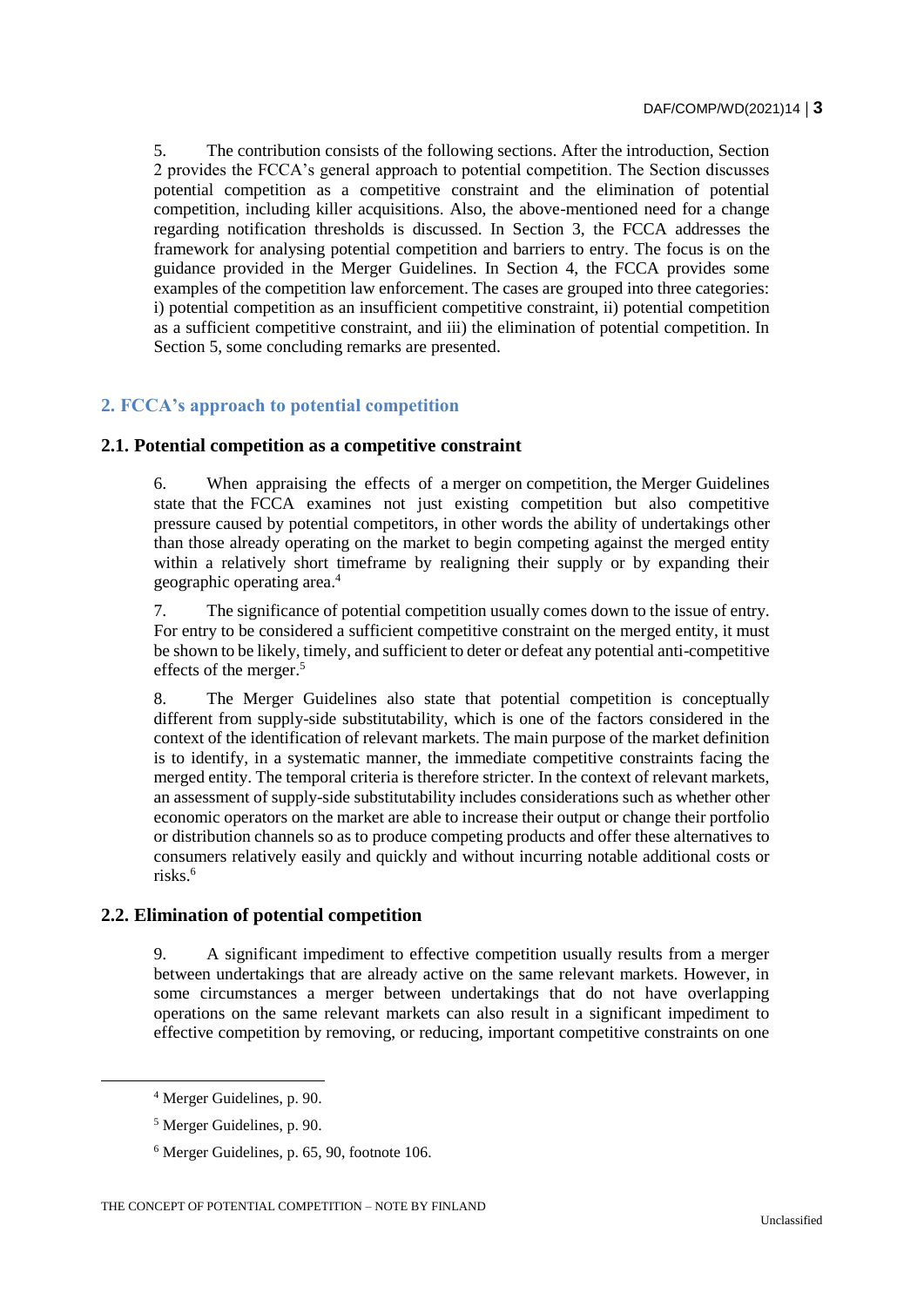5. The contribution consists of the following sections. After the introduction, Section 2 provides the FCCA's general approach to potential competition. The Section discusses potential competition as a competitive constraint and the elimination of potential competition, including killer acquisitions. Also, the above-mentioned need for a change regarding notification thresholds is discussed. In Section 3, the FCCA addresses the framework for analysing potential competition and barriers to entry. The focus is on the guidance provided in the Merger Guidelines. In Section 4, the FCCA provides some examples of the competition law enforcement. The cases are grouped into three categories: i) potential competition as an insufficient competitive constraint, ii) potential competition as a sufficient competitive constraint, and iii) the elimination of potential competition. In Section 5, some concluding remarks are presented.

## 2. FCCA's approach to potential competition

### 2.1. Potential competition as a competitive constraint

6. When appraising the effects of a merger on competition, the Merger Guidelines state that the FCCA examines not just existing competition but also competitive pressure caused by potential competitors, in other words the ability of undertakings other than those already operating on the market to begin competing against the merged entity within a relatively short timeframe by realigning their supply or by expanding their geographic operating area.[4]

7. The significance of potential competition usually comes down to the issue of entry. For entry to be considered a sufficient competitive constraint on the merged entity, it must be shown to be likely, timely, and sufficient to deter or defeat any potential anti-competitive effects of the merger.[5]

8. The Merger Guidelines also state that potential competition is conceptually different from supply-side substitutability, which is one of the factors considered in the context of the identification of relevant markets. The main purpose of the market definition is to identify, in a systematic manner, the immediate competitive constraints facing the merged entity. The temporal criteria is therefore stricter. In the context of relevant markets, an assessment of supply-side substitutability includes considerations such as whether other economic operators on the market are able to increase their output or change their portfolio or distribution channels so as to produce competing products and offer these alternatives to consumers relatively easily and quickly and without incurring notable additional costs or risks.[6]

### 2.2. Elimination of potential competition

9. A significant impediment to effective competition usually results from a merger between undertakings that are already active on the same relevant markets. However, in some circumstances a merger between undertakings that do not have overlapping operations on the same relevant markets can also result in a significant impediment to effective competition by removing, or reducing, important competitive constraints on one

---

[4] Merger Guidelines, p. 90.

[5] Merger Guidelines, p. 90.

[6] Merger Guidelines, p. 65, 90, footnote 106.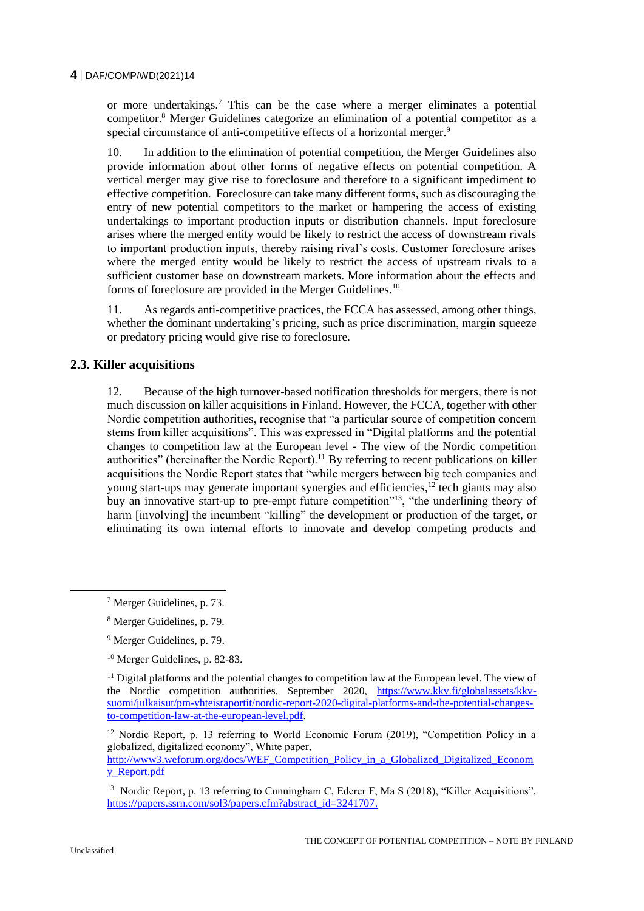or more undertakings.[7] This can be the case where a merger eliminates a potential competitor.[8] Merger Guidelines categorize an elimination of a potential competitor as a special circumstance of anti-competitive effects of a horizontal merger.[9]

10. In addition to the elimination of potential competition, the Merger Guidelines also provide information about other forms of negative effects on potential competition. A vertical merger may give rise to foreclosure and therefore to a significant impediment to effective competition. Foreclosure can take many different forms, such as discouraging the entry of new potential competitors to the market or hampering the access of existing undertakings to important production inputs or distribution channels. Input foreclosure arises where the merged entity would be likely to restrict the access of downstream rivals to important production inputs, thereby raising rival's costs. Customer foreclosure arises where the merged entity would be likely to restrict the access of upstream rivals to a sufficient customer base on downstream markets. More information about the effects and forms of foreclosure are provided in the Merger Guidelines.[10]

11. As regards anti-competitive practices, the FCCA has assessed, among other things, whether the dominant undertaking's pricing, such as price discrimination, margin squeeze or predatory pricing would give rise to foreclosure.

## 2.3. Killer acquisitions

12. Because of the high turnover-based notification thresholds for mergers, there is not much discussion on killer acquisitions in Finland. However, the FCCA, together with other Nordic competition authorities, recognise that "a particular source of competition concern stems from killer acquisitions". This was expressed in "Digital platforms and the potential changes to competition law at the European level - The view of the Nordic competition authorities" (hereinafter the Nordic Report).[11] By referring to recent publications on killer acquisitions the Nordic Report states that "while mergers between big tech companies and young start-ups may generate important synergies and efficiencies,[12] tech giants may also buy an innovative start-up to pre-empt future competition"[13], "the underlining theory of harm [involving] the incumbent "killing" the development or production of the target, or eliminating its own internal efforts to innovate and develop competing products and

---

[7] Merger Guidelines, p. 73.

[8] Merger Guidelines, p. 79.

[9] Merger Guidelines, p. 79.

[10] Merger Guidelines, p. 82-83.

[11] Digital platforms and the potential changes to competition law at the European level. The view of the Nordic competition authorities. September 2020, https://www.kkv.fi/globalassets/kkv-suomi/julkaisut/pm-yhteisraportit/nordic-report-2020-digital-platforms-and-the-potential-changes-to-competition-law-at-the-european-level.pdf.

[12] Nordic Report, p. 13 referring to World Economic Forum (2019), "Competition Policy in a globalized, digitalized economy", White paper, http://www3.weforum.org/docs/WEF_Competition_Policy_in_a_Globalized_Digitalized_Economy_Report.pdf

[13] Nordic Report, p. 13 referring to Cunningham C, Ederer F, Ma S (2018), "Killer Acquisitions", https://papers.ssrn.com/sol3/papers.cfm?abstract_id=3241707.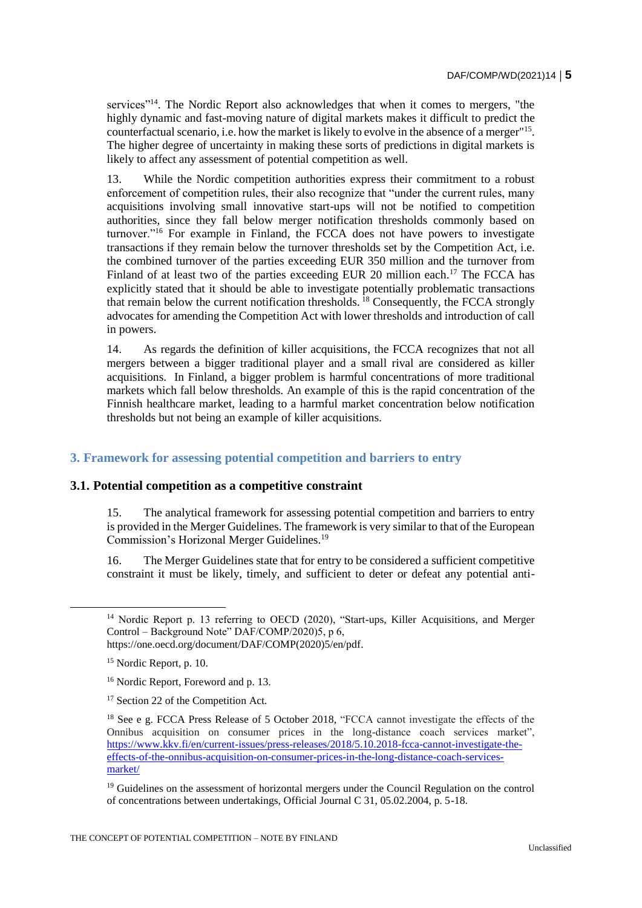services"[14]. The Nordic Report also acknowledges that when it comes to mergers, "the highly dynamic and fast-moving nature of digital markets makes it difficult to predict the counterfactual scenario, i.e. how the market is likely to evolve in the absence of a merger"[15]. The higher degree of uncertainty in making these sorts of predictions in digital markets is likely to affect any assessment of potential competition as well.

13. While the Nordic competition authorities express their commitment to a robust enforcement of competition rules, their also recognize that "under the current rules, many acquisitions involving small innovative start-ups will not be notified to competition authorities, since they fall below merger notification thresholds commonly based on turnover."[16] For example in Finland, the FCCA does not have powers to investigate transactions if they remain below the turnover thresholds set by the Competition Act, i.e. the combined turnover of the parties exceeding EUR 350 million and the turnover from Finland of at least two of the parties exceeding EUR 20 million each.[17] The FCCA has explicitly stated that it should be able to investigate potentially problematic transactions that remain below the current notification thresholds. [18] Consequently, the FCCA strongly advocates for amending the Competition Act with lower thresholds and introduction of call in powers.

14. As regards the definition of killer acquisitions, the FCCA recognizes that not all mergers between a bigger traditional player and a small rival are considered as killer acquisitions. In Finland, a bigger problem is harmful concentrations of more traditional markets which fall below thresholds. An example of this is the rapid concentration of the Finnish healthcare market, leading to a harmful market concentration below notification thresholds but not being an example of killer acquisitions.

## 3. Framework for assessing potential competition and barriers to entry

### 3.1. Potential competition as a competitive constraint

15. The analytical framework for assessing potential competition and barriers to entry is provided in the Merger Guidelines. The framework is very similar to that of the European Commission's Horizonal Merger Guidelines.[19]

16. The Merger Guidelines state that for entry to be considered a sufficient competitive constraint it must be likely, timely, and sufficient to deter or defeat any potential anti-

---

[14] Nordic Report p. 13 referring to OECD (2020), "Start-ups, Killer Acquisitions, and Merger Control – Background Note" DAF/COMP/2020)5, p 6, https://one.oecd.org/document/DAF/COMP(2020)5/en/pdf.

[15] Nordic Report, p. 10.

[16] Nordic Report, Foreword and p. 13.

[17] Section 22 of the Competition Act.

[18] See e g. FCCA Press Release of 5 October 2018, "FCCA cannot investigate the effects of the Onnibus acquisition on consumer prices in the long-distance coach services market", https://www.kkv.fi/en/current-issues/press-releases/2018/5.10.2018-fcca-cannot-investigate-the-effects-of-the-onnibus-acquisition-on-consumer-prices-in-the-long-distance-coach-services-market/

[19] Guidelines on the assessment of horizontal mergers under the Council Regulation on the control of concentrations between undertakings, Official Journal C 31, 05.02.2004, p. 5-18.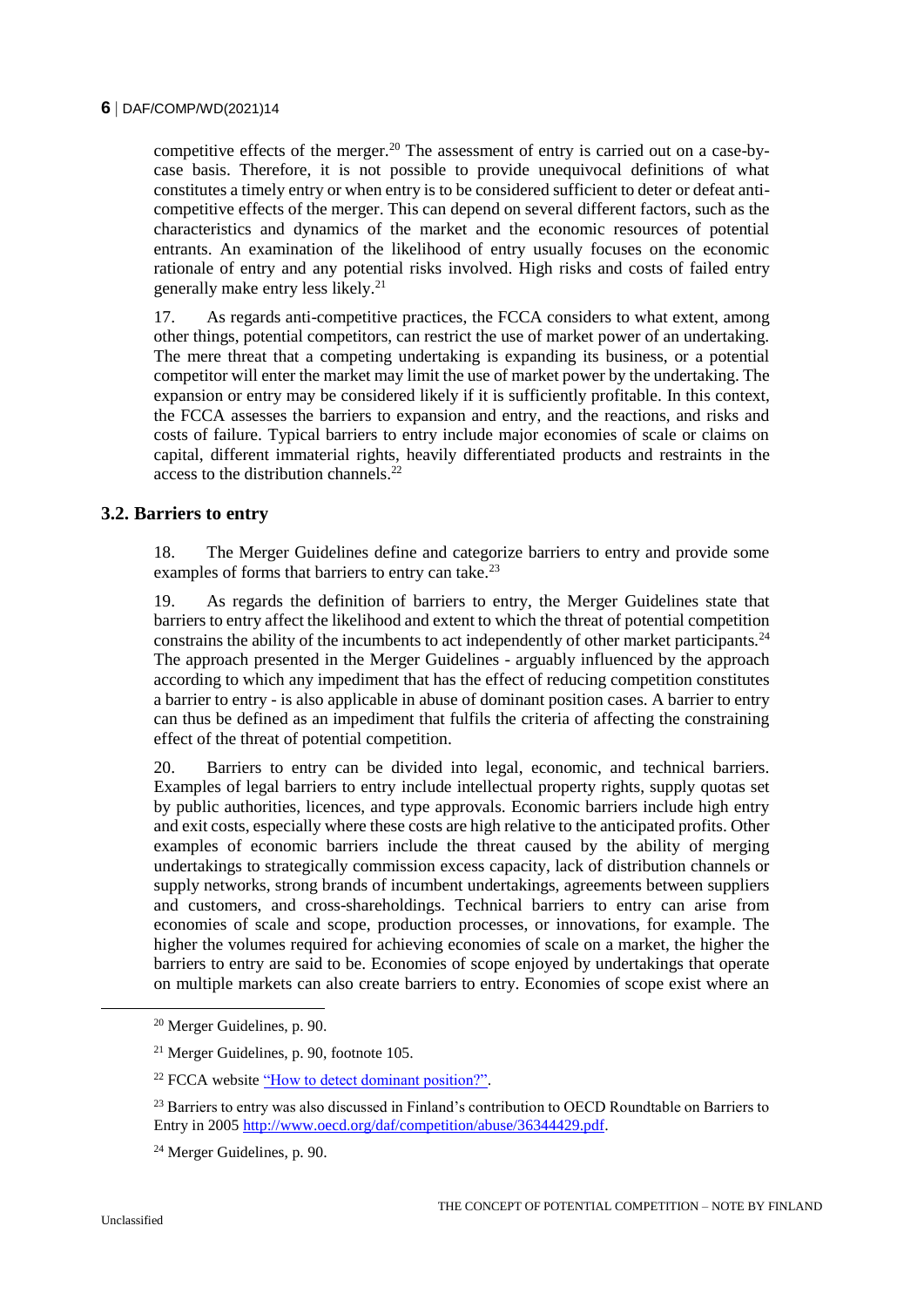competitive effects of the merger.[20] The assessment of entry is carried out on a case-by-case basis. Therefore, it is not possible to provide unequivocal definitions of what constitutes a timely entry or when entry is to be considered sufficient to deter or defeat anti-competitive effects of the merger. This can depend on several different factors, such as the characteristics and dynamics of the market and the economic resources of potential entrants. An examination of the likelihood of entry usually focuses on the economic rationale of entry and any potential risks involved. High risks and costs of failed entry generally make entry less likely.[21]

17. As regards anti-competitive practices, the FCCA considers to what extent, among other things, potential competitors, can restrict the use of market power of an undertaking. The mere threat that a competing undertaking is expanding its business, or a potential competitor will enter the market may limit the use of market power by the undertaking. The expansion or entry may be considered likely if it is sufficiently profitable. In this context, the FCCA assesses the barriers to expansion and entry, and the reactions, and risks and costs of failure. Typical barriers to entry include major economies of scale or claims on capital, different immaterial rights, heavily differentiated products and restraints in the access to the distribution channels.[22]

## 3.2. Barriers to entry

18. The Merger Guidelines define and categorize barriers to entry and provide some examples of forms that barriers to entry can take.[23]

19. As regards the definition of barriers to entry, the Merger Guidelines state that barriers to entry affect the likelihood and extent to which the threat of potential competition constrains the ability of the incumbents to act independently of other market participants.[24] The approach presented in the Merger Guidelines - arguably influenced by the approach according to which any impediment that has the effect of reducing competition constitutes a barrier to entry - is also applicable in abuse of dominant position cases. A barrier to entry can thus be defined as an impediment that fulfils the criteria of affecting the constraining effect of the threat of potential competition.

20. Barriers to entry can be divided into legal, economic, and technical barriers. Examples of legal barriers to entry include intellectual property rights, supply quotas set by public authorities, licences, and type approvals. Economic barriers include high entry and exit costs, especially where these costs are high relative to the anticipated profits. Other examples of economic barriers include the threat caused by the ability of merging undertakings to strategically commission excess capacity, lack of distribution channels or supply networks, strong brands of incumbent undertakings, agreements between suppliers and customers, and cross-shareholdings. Technical barriers to entry can arise from economies of scale and scope, production processes, or innovations, for example. The higher the volumes required for achieving economies of scale on a market, the higher the barriers to entry are said to be. Economies of scope enjoyed by undertakings that operate on multiple markets can also create barriers to entry. Economies of scope exist where an

---

[20] Merger Guidelines, p. 90.

[21] Merger Guidelines, p. 90, footnote 105.

[22] FCCA website "How to detect dominant position?".

[23] Barriers to entry was also discussed in Finland's contribution to OECD Roundtable on Barriers to Entry in 2005 http://www.oecd.org/daf/competition/abuse/36344429.pdf.

[24] Merger Guidelines, p. 90.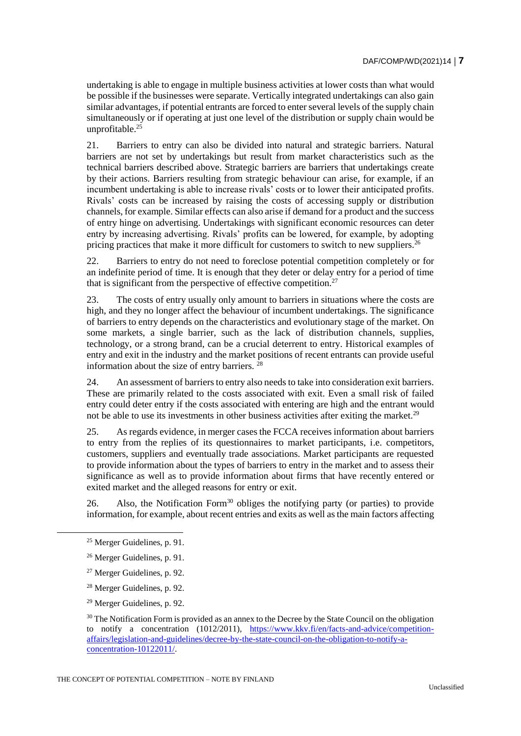undertaking is able to engage in multiple business activities at lower costs than what would be possible if the businesses were separate. Vertically integrated undertakings can also gain similar advantages, if potential entrants are forced to enter several levels of the supply chain simultaneously or if operating at just one level of the distribution or supply chain would be unprofitable.[25]

21. Barriers to entry can also be divided into natural and strategic barriers. Natural barriers are not set by undertakings but result from market characteristics such as the technical barriers described above. Strategic barriers are barriers that undertakings create by their actions. Barriers resulting from strategic behaviour can arise, for example, if an incumbent undertaking is able to increase rivals' costs or to lower their anticipated profits. Rivals' costs can be increased by raising the costs of accessing supply or distribution channels, for example. Similar effects can also arise if demand for a product and the success of entry hinge on advertising. Undertakings with significant economic resources can deter entry by increasing advertising. Rivals' profits can be lowered, for example, by adopting pricing practices that make it more difficult for customers to switch to new suppliers.[26]

22. Barriers to entry do not need to foreclose potential competition completely or for an indefinite period of time. It is enough that they deter or delay entry for a period of time that is significant from the perspective of effective competition.[27]

23. The costs of entry usually only amount to barriers in situations where the costs are high, and they no longer affect the behaviour of incumbent undertakings. The significance of barriers to entry depends on the characteristics and evolutionary stage of the market. On some markets, a single barrier, such as the lack of distribution channels, supplies, technology, or a strong brand, can be a crucial deterrent to entry. Historical examples of entry and exit in the industry and the market positions of recent entrants can provide useful information about the size of entry barriers.[28]

24. An assessment of barriers to entry also needs to take into consideration exit barriers. These are primarily related to the costs associated with exit. Even a small risk of failed entry could deter entry if the costs associated with entering are high and the entrant would not be able to use its investments in other business activities after exiting the market.[29]

25. As regards evidence, in merger cases the FCCA receives information about barriers to entry from the replies of its questionnaires to market participants, i.e. competitors, customers, suppliers and eventually trade associations. Market participants are requested to provide information about the types of barriers to entry in the market and to assess their significance as well as to provide information about firms that have recently entered or exited market and the alleged reasons for entry or exit.

26. Also, the Notification Form[30] obliges the notifying party (or parties) to provide information, for example, about recent entries and exits as well as the main factors affecting

---

[25] Merger Guidelines, p. 91.

[26] Merger Guidelines, p. 91.

[27] Merger Guidelines, p. 92.

[28] Merger Guidelines, p. 92.

[29] Merger Guidelines, p. 92.

[30] The Notification Form is provided as an annex to the Decree by the State Council on the obligation to notify a concentration (1012/2011), https://www.kkv.fi/en/facts-and-advice/competition-affairs/legislation-and-guidelines/decree-by-the-state-council-on-the-obligation-to-notify-a-concentration-10122011/.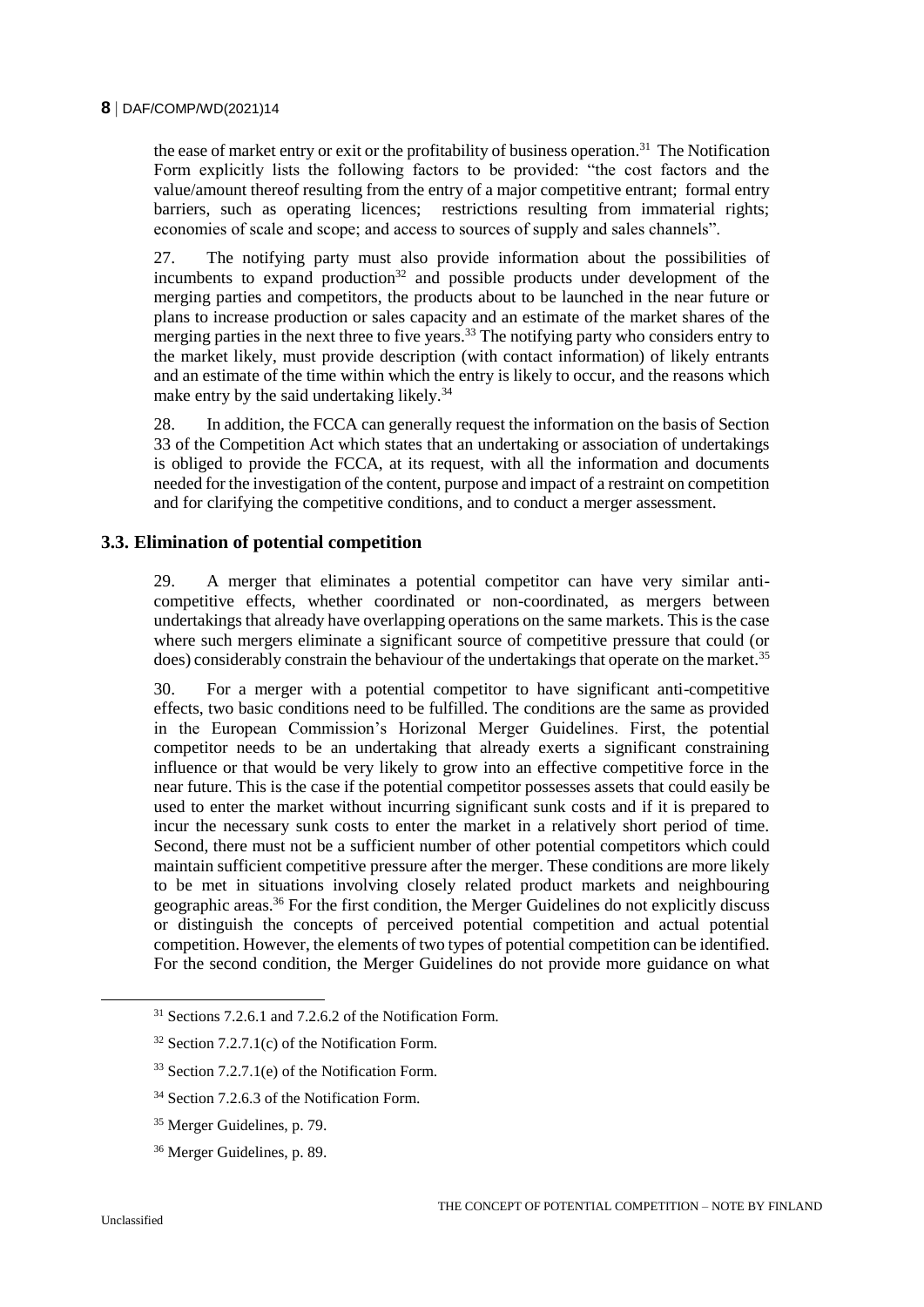the ease of market entry or exit or the profitability of business operation.[31] The Notification Form explicitly lists the following factors to be provided: "the cost factors and the value/amount thereof resulting from the entry of a major competitive entrant; formal entry barriers, such as operating licences; restrictions resulting from immaterial rights; economies of scale and scope; and access to sources of supply and sales channels".

27. The notifying party must also provide information about the possibilities of incumbents to expand production[32] and possible products under development of the merging parties and competitors, the products about to be launched in the near future or plans to increase production or sales capacity and an estimate of the market shares of the merging parties in the next three to five years.[33] The notifying party who considers entry to the market likely, must provide description (with contact information) of likely entrants and an estimate of the time within which the entry is likely to occur, and the reasons which make entry by the said undertaking likely.[34]

28. In addition, the FCCA can generally request the information on the basis of Section 33 of the Competition Act which states that an undertaking or association of undertakings is obliged to provide the FCCA, at its request, with all the information and documents needed for the investigation of the content, purpose and impact of a restraint on competition and for clarifying the competitive conditions, and to conduct a merger assessment.

### 3.3. Elimination of potential competition

29. A merger that eliminates a potential competitor can have very similar anti-competitive effects, whether coordinated or non-coordinated, as mergers between undertakings that already have overlapping operations on the same markets. This is the case where such mergers eliminate a significant source of competitive pressure that could (or does) considerably constrain the behaviour of the undertakings that operate on the market.[35]

30. For a merger with a potential competitor to have significant anti-competitive effects, two basic conditions need to be fulfilled. The conditions are the same as provided in the European Commission's Horizontal Merger Guidelines. First, the potential competitor needs to be an undertaking that already exerts a significant constraining influence or that would be very likely to grow into an effective competitive force in the near future. This is the case if the potential competitor possesses assets that could easily be used to enter the market without incurring significant sunk costs and if it is prepared to incur the necessary sunk costs to enter the market in a relatively short period of time. Second, there must not be a sufficient number of other potential competitors which could maintain sufficient competitive pressure after the merger. These conditions are more likely to be met in situations involving closely related product markets and neighbouring geographic areas.[36] For the first condition, the Merger Guidelines do not explicitly discuss or distinguish the concepts of perceived potential competition and actual potential competition. However, the elements of two types of potential competition can be identified. For the second condition, the Merger Guidelines do not provide more guidance on what

---

[31] Sections 7.2.6.1 and 7.2.6.2 of the Notification Form.

[32] Section 7.2.7.1(c) of the Notification Form.

[33] Section 7.2.7.1(e) of the Notification Form.

[34] Section 7.2.6.3 of the Notification Form.

[35] Merger Guidelines, p. 79.

[36] Merger Guidelines, p. 89.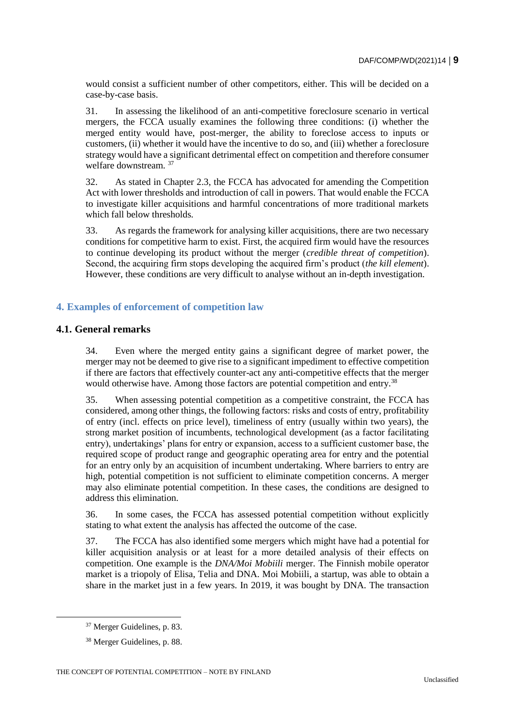would consist a sufficient number of other competitors, either. This will be decided on a case-by-case basis.

31. In assessing the likelihood of an anti-competitive foreclosure scenario in vertical mergers, the FCCA usually examines the following three conditions: (i) whether the merged entity would have, post-merger, the ability to foreclose access to inputs or customers, (ii) whether it would have the incentive to do so, and (iii) whether a foreclosure strategy would have a significant detrimental effect on competition and therefore consumer welfare downstream. [37]

32. As stated in Chapter 2.3, the FCCA has advocated for amending the Competition Act with lower thresholds and introduction of call in powers. That would enable the FCCA to investigate killer acquisitions and harmful concentrations of more traditional markets which fall below thresholds.

33. As regards the framework for analysing killer acquisitions, there are two necessary conditions for competitive harm to exist. First, the acquired firm would have the resources to continue developing its product without the merger (*credible threat of competition*). Second, the acquiring firm stops developing the acquired firm's product (*the kill element*). However, these conditions are very difficult to analyse without an in-depth investigation.

## 4. Examples of enforcement of competition law

### 4.1. General remarks

34. Even where the merged entity gains a significant degree of market power, the merger may not be deemed to give rise to a significant impediment to effective competition if there are factors that effectively counter-act any anti-competitive effects that the merger would otherwise have. Among those factors are potential competition and entry.[38]

35. When assessing potential competition as a competitive constraint, the FCCA has considered, among other things, the following factors: risks and costs of entry, profitability of entry (incl. effects on price level), timeliness of entry (usually within two years), the strong market position of incumbents, technological development (as a factor facilitating entry), undertakings' plans for entry or expansion, access to a sufficient customer base, the required scope of product range and geographic operating area for entry and the potential for an entry only by an acquisition of incumbent undertaking. Where barriers to entry are high, potential competition is not sufficient to eliminate competition concerns. A merger may also eliminate potential competition. In these cases, the conditions are designed to address this elimination.

36. In some cases, the FCCA has assessed potential competition without explicitly stating to what extent the analysis has affected the outcome of the case.

37. The FCCA has also identified some mergers which might have had a potential for killer acquisition analysis or at least for a more detailed analysis of their effects on competition. One example is the *DNA/Moi Mobiili* merger. The Finnish mobile operator market is a triopoly of Elisa, Telia and DNA. Moi Mobiili, a startup, was able to obtain a share in the market just in a few years. In 2019, it was bought by DNA. The transaction

[37] Merger Guidelines, p. 83.

[38] Merger Guidelines, p. 88.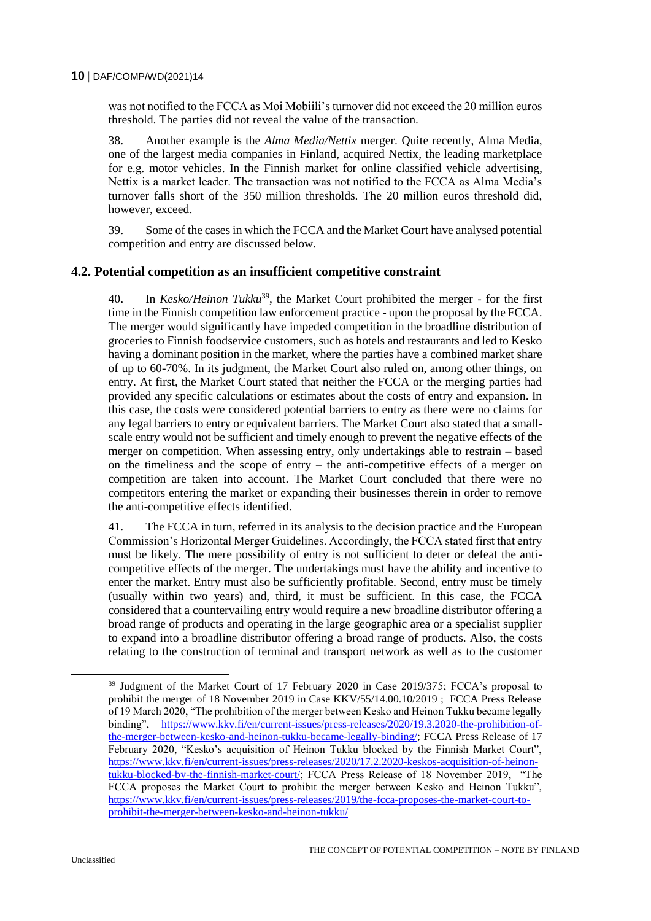was not notified to the FCCA as Moi Mobiili's turnover did not exceed the 20 million euros threshold. The parties did not reveal the value of the transaction.

38. Another example is the *Alma Media/Nettix* merger. Quite recently, Alma Media, one of the largest media companies in Finland, acquired Nettix, the leading marketplace for e.g. motor vehicles. In the Finnish market for online classified vehicle advertising, Nettix is a market leader. The transaction was not notified to the FCCA as Alma Media's turnover falls short of the 350 million thresholds. The 20 million euros threshold did, however, exceed.

39. Some of the cases in which the FCCA and the Market Court have analysed potential competition and entry are discussed below.

## 4.2. Potential competition as an insufficient competitive constraint

40. In *Kesko/Heinon Tukku*[39], the Market Court prohibited the merger - for the first time in the Finnish competition law enforcement practice - upon the proposal by the FCCA. The merger would significantly have impeded competition in the broadline distribution of groceries to Finnish foodservice customers, such as hotels and restaurants and led to Kesko having a dominant position in the market, where the parties have a combined market share of up to 60-70%. In its judgment, the Market Court also ruled on, among other things, on entry. At first, the Market Court stated that neither the FCCA or the merging parties had provided any specific calculations or estimates about the costs of entry and expansion. In this case, the costs were considered potential barriers to entry as there were no claims for any legal barriers to entry or equivalent barriers. The Market Court also stated that a small-scale entry would not be sufficient and timely enough to prevent the negative effects of the merger on competition. When assessing entry, only undertakings able to restrain – based on the timeliness and the scope of entry – the anti-competitive effects of a merger on competition are taken into account. The Market Court concluded that there were no competitors entering the market or expanding their businesses therein in order to remove the anti-competitive effects identified.

41. The FCCA in turn, referred in its analysis to the decision practice and the European Commission's Horizontal Merger Guidelines. Accordingly, the FCCA stated first that entry must be likely. The mere possibility of entry is not sufficient to deter or defeat the anti-competitive effects of the merger. The undertakings must have the ability and incentive to enter the market. Entry must also be sufficiently profitable. Second, entry must be timely (usually within two years) and, third, it must be sufficient. In this case, the FCCA considered that a countervailing entry would require a new broadline distributor offering a broad range of products and operating in the large geographic area or a specialist supplier to expand into a broadline distributor offering a broad range of products. Also, the costs relating to the construction of terminal and transport network as well as to the customer

[39] Judgment of the Market Court of 17 February 2020 in Case 2019/375; FCCA's proposal to prohibit the merger of 18 November 2019 in Case KKV/55/14.00.10/2019 ; FCCA Press Release of 19 March 2020, "The prohibition of the merger between Kesko and Heinon Tukku became legally binding", https://www.kkv.fi/en/current-issues/press-releases/2020/19.3.2020-the-prohibition-of-the-merger-between-kesko-and-heinon-tukku-became-legally-binding/; FCCA Press Release of 17 February 2020, "Kesko's acquisition of Heinon Tukku blocked by the Finnish Market Court", https://www.kkv.fi/en/current-issues/press-releases/2020/17.2.2020-keskos-acquisition-of-heinon-tukku-blocked-by-the-finnish-market-court/; FCCA Press Release of 18 November 2019, "The FCCA proposes the Market Court to prohibit the merger between Kesko and Heinon Tukku", https://www.kkv.fi/en/current-issues/press-releases/2019/the-fcca-proposes-the-market-court-to-prohibit-the-merger-between-kesko-and-heinon-tukku/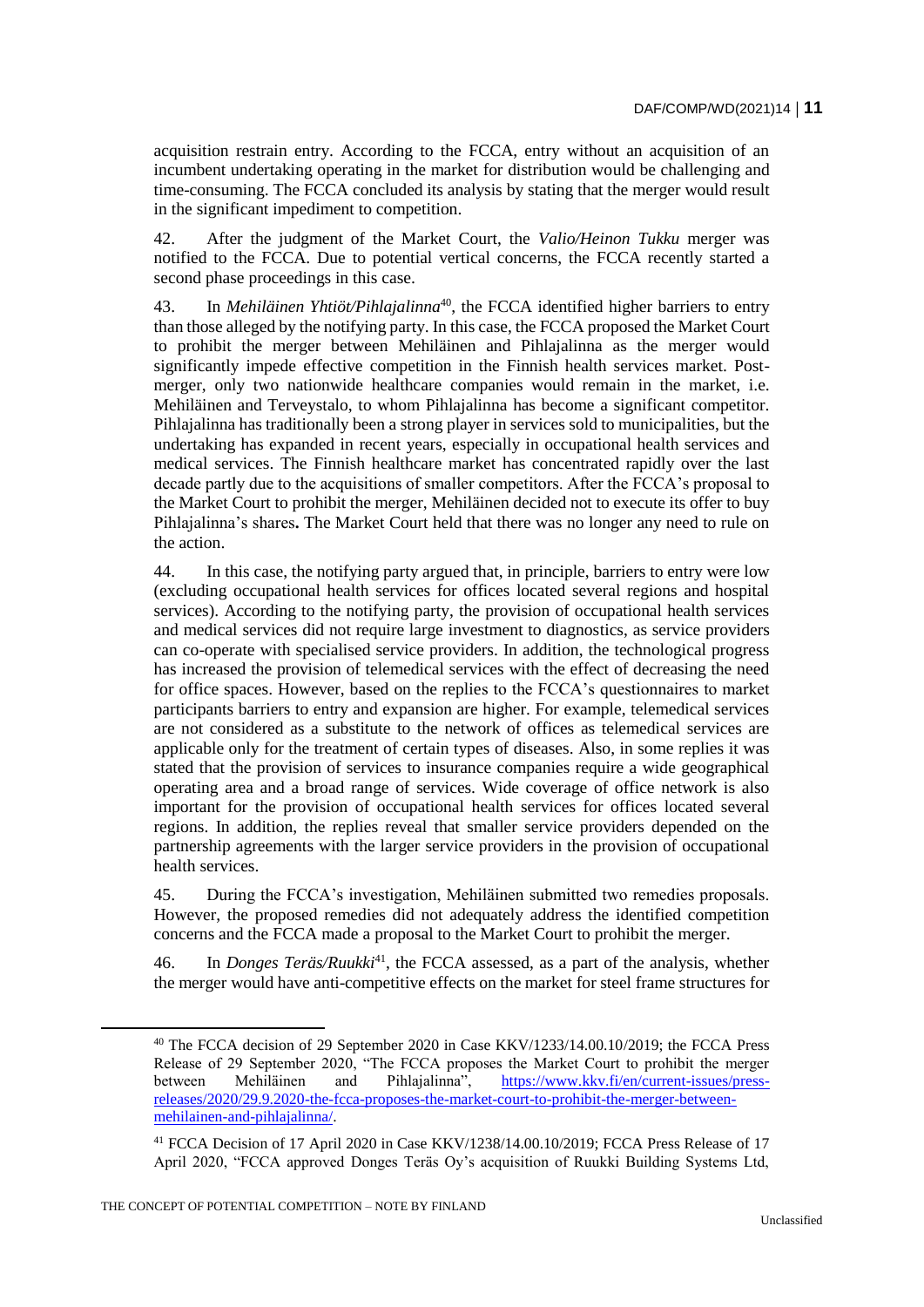acquisition restrain entry. According to the FCCA, entry without an acquisition of an incumbent undertaking operating in the market for distribution would be challenging and time-consuming. The FCCA concluded its analysis by stating that the merger would result in the significant impediment to competition.

42. After the judgment of the Market Court, the *Valio/Heinon Tukku* merger was notified to the FCCA. Due to potential vertical concerns, the FCCA recently started a second phase proceedings in this case.

43. In *Mehiläinen Yhtiöt/Pihlajalinna*[40], the FCCA identified higher barriers to entry than those alleged by the notifying party. In this case, the FCCA proposed the Market Court to prohibit the merger between Mehiläinen and Pihlajalinna as the merger would significantly impede effective competition in the Finnish health services market. Post-merger, only two nationwide healthcare companies would remain in the market, i.e. Mehiläinen and Terveystalo, to whom Pihlajalinna has become a significant competitor. Pihlajalinna has traditionally been a strong player in services sold to municipalities, but the undertaking has expanded in recent years, especially in occupational health services and medical services. The Finnish healthcare market has concentrated rapidly over the last decade partly due to the acquisitions of smaller competitors. After the FCCA's proposal to the Market Court to prohibit the merger, Mehiläinen decided not to execute its offer to buy Pihlajalinna's shares**.** The Market Court held that there was no longer any need to rule on the action.

44. In this case, the notifying party argued that, in principle, barriers to entry were low (excluding occupational health services for offices located several regions and hospital services). According to the notifying party, the provision of occupational health services and medical services did not require large investment to diagnostics, as service providers can co-operate with specialised service providers. In addition, the technological progress has increased the provision of telemedical services with the effect of decreasing the need for office spaces. However, based on the replies to the FCCA's questionnaires to market participants barriers to entry and expansion are higher. For example, telemedical services are not considered as a substitute to the network of offices as telemedical services are applicable only for the treatment of certain types of diseases. Also, in some replies it was stated that the provision of services to insurance companies require a wide geographical operating area and a broad range of services. Wide coverage of office network is also important for the provision of occupational health services for offices located several regions. In addition, the replies reveal that smaller service providers depended on the partnership agreements with the larger service providers in the provision of occupational health services.

45. During the FCCA's investigation, Mehiläinen submitted two remedies proposals. However, the proposed remedies did not adequately address the identified competition concerns and the FCCA made a proposal to the Market Court to prohibit the merger.

46. In *Donges Teräs/Ruukki*[41], the FCCA assessed, as a part of the analysis, whether the merger would have anti-competitive effects on the market for steel frame structures for

---

[40] The FCCA decision of 29 September 2020 in Case KKV/1233/14.00.10/2019; the FCCA Press Release of 29 September 2020, "The FCCA proposes the Market Court to prohibit the merger between Mehiläinen and Pihlajalinna", https://www.kkv.fi/en/current-issues/press-releases/2020/29.9.2020-the-fcca-proposes-the-market-court-to-prohibit-the-merger-between-mehilainen-and-pihlajalinna/.

[41] FCCA Decision of 17 April 2020 in Case KKV/1238/14.00.10/2019; FCCA Press Release of 17 April 2020, "FCCA approved Donges Teräs Oy's acquisition of Ruukki Building Systems Ltd,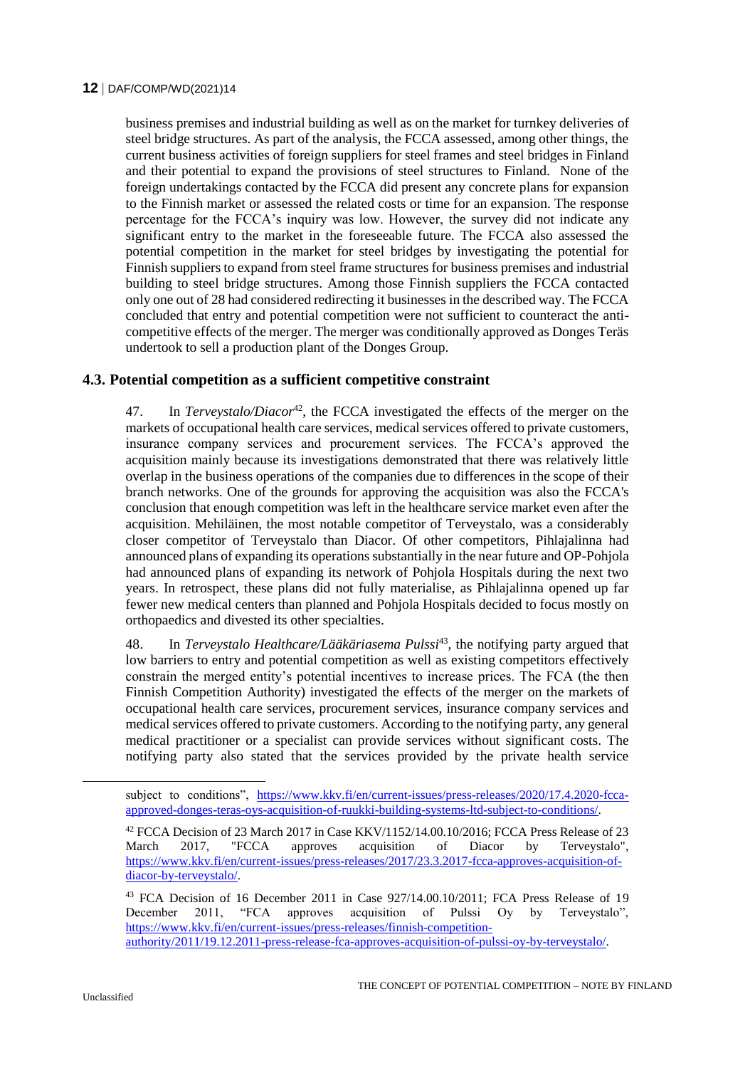business premises and industrial building as well as on the market for turnkey deliveries of steel bridge structures. As part of the analysis, the FCCA assessed, among other things, the current business activities of foreign suppliers for steel frames and steel bridges in Finland and their potential to expand the provisions of steel structures to Finland. None of the foreign undertakings contacted by the FCCA did present any concrete plans for expansion to the Finnish market or assessed the related costs or time for an expansion. The response percentage for the FCCA's inquiry was low. However, the survey did not indicate any significant entry to the market in the foreseeable future. The FCCA also assessed the potential competition in the market for steel bridges by investigating the potential for Finnish suppliers to expand from steel frame structures for business premises and industrial building to steel bridge structures. Among those Finnish suppliers the FCCA contacted only one out of 28 had considered redirecting it businesses in the described way. The FCCA concluded that entry and potential competition were not sufficient to counteract the anti-competitive effects of the merger. The merger was conditionally approved as Donges Teräs undertook to sell a production plant of the Donges Group.

### 4.3. Potential competition as a sufficient competitive constraint

47. In *Terveystalo/Diacor*[42], the FCCA investigated the effects of the merger on the markets of occupational health care services, medical services offered to private customers, insurance company services and procurement services. The FCCA's approved the acquisition mainly because its investigations demonstrated that there was relatively little overlap in the business operations of the companies due to differences in the scope of their branch networks. One of the grounds for approving the acquisition was also the FCCA's conclusion that enough competition was left in the healthcare service market even after the acquisition. Mehiläinen, the most notable competitor of Terveystalo, was a considerably closer competitor of Terveystalo than Diacor. Of other competitors, Pihlajalinna had announced plans of expanding its operations substantially in the near future and OP-Pohjola had announced plans of expanding its network of Pohjola Hospitals during the next two years. In retrospect, these plans did not fully materialise, as Pihlajalinna opened up far fewer new medical centers than planned and Pohjola Hospitals decided to focus mostly on orthopaedics and divested its other specialties.

48. In *Terveystalo Healthcare/Lääkäriasema Pulssi*[43], the notifying party argued that low barriers to entry and potential competition as well as existing competitors effectively constrain the merged entity's potential incentives to increase prices. The FCA (the then Finnish Competition Authority) investigated the effects of the merger on the markets of occupational health care services, procurement services, insurance company services and medical services offered to private customers. According to the notifying party, any general medical practitioner or a specialist can provide services without significant costs. The notifying party also stated that the services provided by the private health service

---

subject to conditions", https://www.kkv.fi/en/current-issues/press-releases/2020/17.4.2020-fcca-approved-donges-teras-oys-acquisition-of-ruukki-building-systems-ltd-subject-to-conditions/.

[42] FCCA Decision of 23 March 2017 in Case KKV/1152/14.00.10/2016; FCCA Press Release of 23 March 2017, "FCCA approves acquisition of Diacor by Terveystalo", https://www.kkv.fi/en/current-issues/press-releases/2017/23.3.2017-fcca-approves-acquisition-of-diacor-by-terveystalo/.

[43] FCA Decision of 16 December 2011 in Case 927/14.00.10/2011; FCA Press Release of 19 December 2011, "FCA approves acquisition of Pulssi Oy by Terveystalo", https://www.kkv.fi/en/current-issues/press-releases/finnish-competition-authority/2011/19.12.2011-press-release-fca-approves-acquisition-of-pulssi-oy-by-terveystalo/.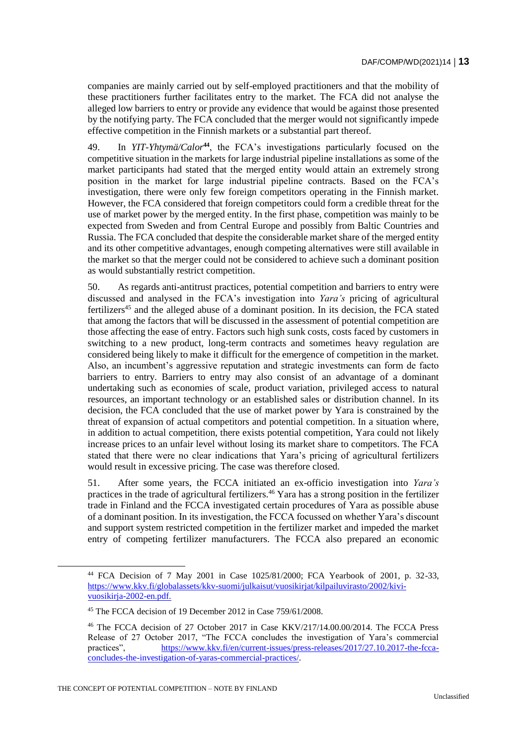companies are mainly carried out by self-employed practitioners and that the mobility of these practitioners further facilitates entry to the market. The FCA did not analyse the alleged low barriers to entry or provide any evidence that would be against those presented by the notifying party. The FCA concluded that the merger would not significantly impede effective competition in the Finnish markets or a substantial part thereof.

49. In *YIT-Yhtymä/Calor*[44], the FCA's investigations particularly focused on the competitive situation in the markets for large industrial pipeline installations as some of the market participants had stated that the merged entity would attain an extremely strong position in the market for large industrial pipeline contracts. Based on the FCA's investigation, there were only few foreign competitors operating in the Finnish market. However, the FCA considered that foreign competitors could form a credible threat for the use of market power by the merged entity. In the first phase, competition was mainly to be expected from Sweden and from Central Europe and possibly from Baltic Countries and Russia. The FCA concluded that despite the considerable market share of the merged entity and its other competitive advantages, enough competing alternatives were still available in the market so that the merger could not be considered to achieve such a dominant position as would substantially restrict competition.

50. As regards anti-antitrust practices, potential competition and barriers to entry were discussed and analysed in the FCA's investigation into *Yara's* pricing of agricultural fertilizers[45] and the alleged abuse of a dominant position. In its decision, the FCA stated that among the factors that will be discussed in the assessment of potential competition are those affecting the ease of entry. Factors such high sunk costs, costs faced by customers in switching to a new product, long-term contracts and sometimes heavy regulation are considered being likely to make it difficult for the emergence of competition in the market. Also, an incumbent's aggressive reputation and strategic investments can form de facto barriers to entry. Barriers to entry may also consist of an advantage of a dominant undertaking such as economies of scale, product variation, privileged access to natural resources, an important technology or an established sales or distribution channel. In its decision, the FCA concluded that the use of market power by Yara is constrained by the threat of expansion of actual competitors and potential competition. In a situation where, in addition to actual competition, there exists potential competition, Yara could not likely increase prices to an unfair level without losing its market share to competitors. The FCA stated that there were no clear indications that Yara's pricing of agricultural fertilizers would result in excessive pricing. The case was therefore closed.

51. After some years, the FCCA initiated an ex-officio investigation into *Yara's* practices in the trade of agricultural fertilizers.[46] Yara has a strong position in the fertilizer trade in Finland and the FCCA investigated certain procedures of Yara as possible abuse of a dominant position. In its investigation, the FCCA focussed on whether Yara's discount and support system restricted competition in the fertilizer market and impeded the market entry of competing fertilizer manufacturers. The FCCA also prepared an economic

---

[44] FCA Decision of 7 May 2001 in Case 1025/81/2000; FCA Yearbook of 2001, p. 32-33, https://www.kkv.fi/globalassets/kkv-suomi/julkaisut/vuosikirjat/kilpailuvirasto/2002/kivi-vuosikirja-2002-en.pdf.

[45] The FCCA decision of 19 December 2012 in Case 759/61/2008.

[46] The FCCA decision of 27 October 2017 in Case KKV/217/14.00.00/2014. The FCCA Press Release of 27 October 2017, "The FCCA concludes the investigation of Yara's commercial practices", https://www.kkv.fi/en/current-issues/press-releases/2017/27.10.2017-the-fcca-concludes-the-investigation-of-yaras-commercial-practices/.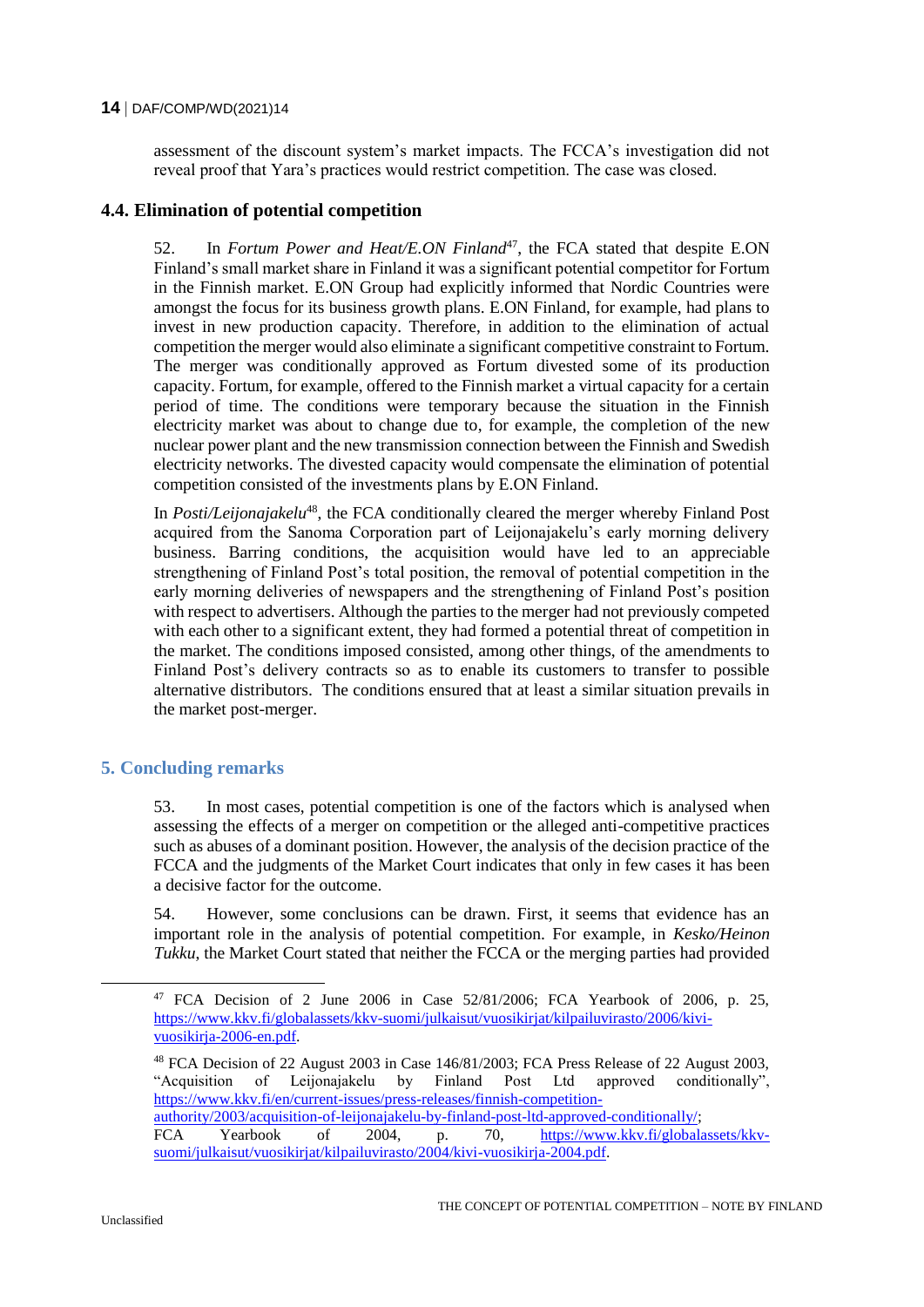assessment of the discount system's market impacts. The FCCA's investigation did not reveal proof that Yara's practices would restrict competition. The case was closed.

### 4.4. Elimination of potential competition

52. In *Fortum Power and Heat/E.ON Finland*[47], the FCA stated that despite E.ON Finland's small market share in Finland it was a significant potential competitor for Fortum in the Finnish market. E.ON Group had explicitly informed that Nordic Countries were amongst the focus for its business growth plans. E.ON Finland, for example, had plans to invest in new production capacity. Therefore, in addition to the elimination of actual competition the merger would also eliminate a significant competitive constraint to Fortum. The merger was conditionally approved as Fortum divested some of its production capacity. Fortum, for example, offered to the Finnish market a virtual capacity for a certain period of time. The conditions were temporary because the situation in the Finnish electricity market was about to change due to, for example, the completion of the new nuclear power plant and the new transmission connection between the Finnish and Swedish electricity networks. The divested capacity would compensate the elimination of potential competition consisted of the investments plans by E.ON Finland.

In *Posti/Leijonajakelu*[48], the FCA conditionally cleared the merger whereby Finland Post acquired from the Sanoma Corporation part of Leijonajakelu's early morning delivery business. Barring conditions, the acquisition would have led to an appreciable strengthening of Finland Post's total position, the removal of potential competition in the early morning deliveries of newspapers and the strengthening of Finland Post's position with respect to advertisers. Although the parties to the merger had not previously competed with each other to a significant extent, they had formed a potential threat of competition in the market. The conditions imposed consisted, among other things, of the amendments to Finland Post's delivery contracts so as to enable its customers to transfer to possible alternative distributors. The conditions ensured that at least a similar situation prevails in the market post-merger.

## 5. Concluding remarks

53. In most cases, potential competition is one of the factors which is analysed when assessing the effects of a merger on competition or the alleged anti-competitive practices such as abuses of a dominant position. However, the analysis of the decision practice of the FCCA and the judgments of the Market Court indicates that only in few cases it has been a decisive factor for the outcome.

54. However, some conclusions can be drawn. First, it seems that evidence has an important role in the analysis of potential competition. For example, in *Kesko/Heinon Tukku*, the Market Court stated that neither the FCCA or the merging parties had provided

[47] FCA Decision of 2 June 2006 in Case 52/81/2006; FCA Yearbook of 2006, p. 25, https://www.kkv.fi/globalassets/kkv-suomi/julkaisut/vuosikirjat/kilpailuvirasto/2006/kivi-vuosikirja-2006-en.pdf.

[48] FCA Decision of 22 August 2003 in Case 146/81/2003; FCA Press Release of 22 August 2003, "Acquisition of Leijonajakelu by Finland Post Ltd approved conditionally", https://www.kkv.fi/en/current-issues/press-releases/finnish-competition-authority/2003/acquisition-of-leijonajakelu-by-finland-post-ltd-approved-conditionally/; FCA Yearbook of 2004, p. 70, https://www.kkv.fi/globalassets/kkv-suomi/julkaisut/vuosikirjat/kilpailuvirasto/2004/kivi-vuosikirja-2004.pdf.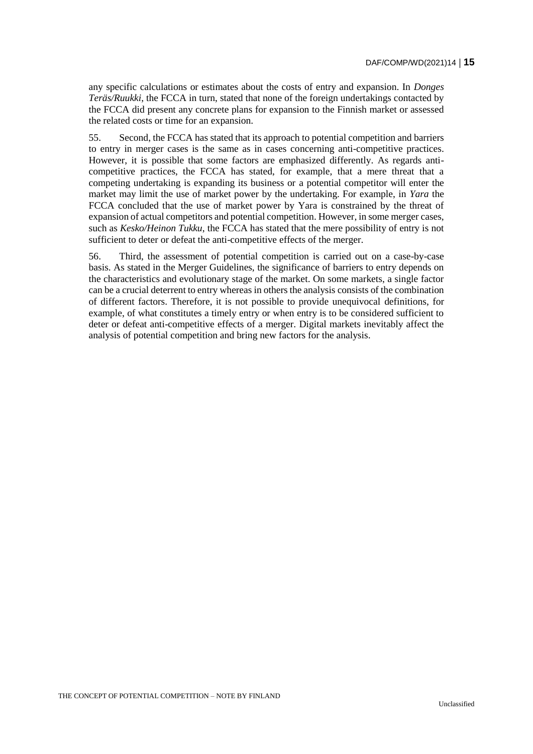any specific calculations or estimates about the costs of entry and expansion. In *Donges Teräs/Ruukki*, the FCCA in turn, stated that none of the foreign undertakings contacted by the FCCA did present any concrete plans for expansion to the Finnish market or assessed the related costs or time for an expansion.

55. Second, the FCCA has stated that its approach to potential competition and barriers to entry in merger cases is the same as in cases concerning anti-competitive practices. However, it is possible that some factors are emphasized differently. As regards anti-competitive practices, the FCCA has stated, for example, that a mere threat that a competing undertaking is expanding its business or a potential competitor will enter the market may limit the use of market power by the undertaking. For example, in *Yara* the FCCA concluded that the use of market power by Yara is constrained by the threat of expansion of actual competitors and potential competition. However, in some merger cases, such as *Kesko/Heinon Tukku*, the FCCA has stated that the mere possibility of entry is not sufficient to deter or defeat the anti-competitive effects of the merger.

56. Third, the assessment of potential competition is carried out on a case-by-case basis. As stated in the Merger Guidelines, the significance of barriers to entry depends on the characteristics and evolutionary stage of the market. On some markets, a single factor can be a crucial deterrent to entry whereas in others the analysis consists of the combination of different factors. Therefore, it is not possible to provide unequivocal definitions, for example, of what constitutes a timely entry or when entry is to be considered sufficient to deter or defeat anti-competitive effects of a merger. Digital markets inevitably affect the analysis of potential competition and bring new factors for the analysis.